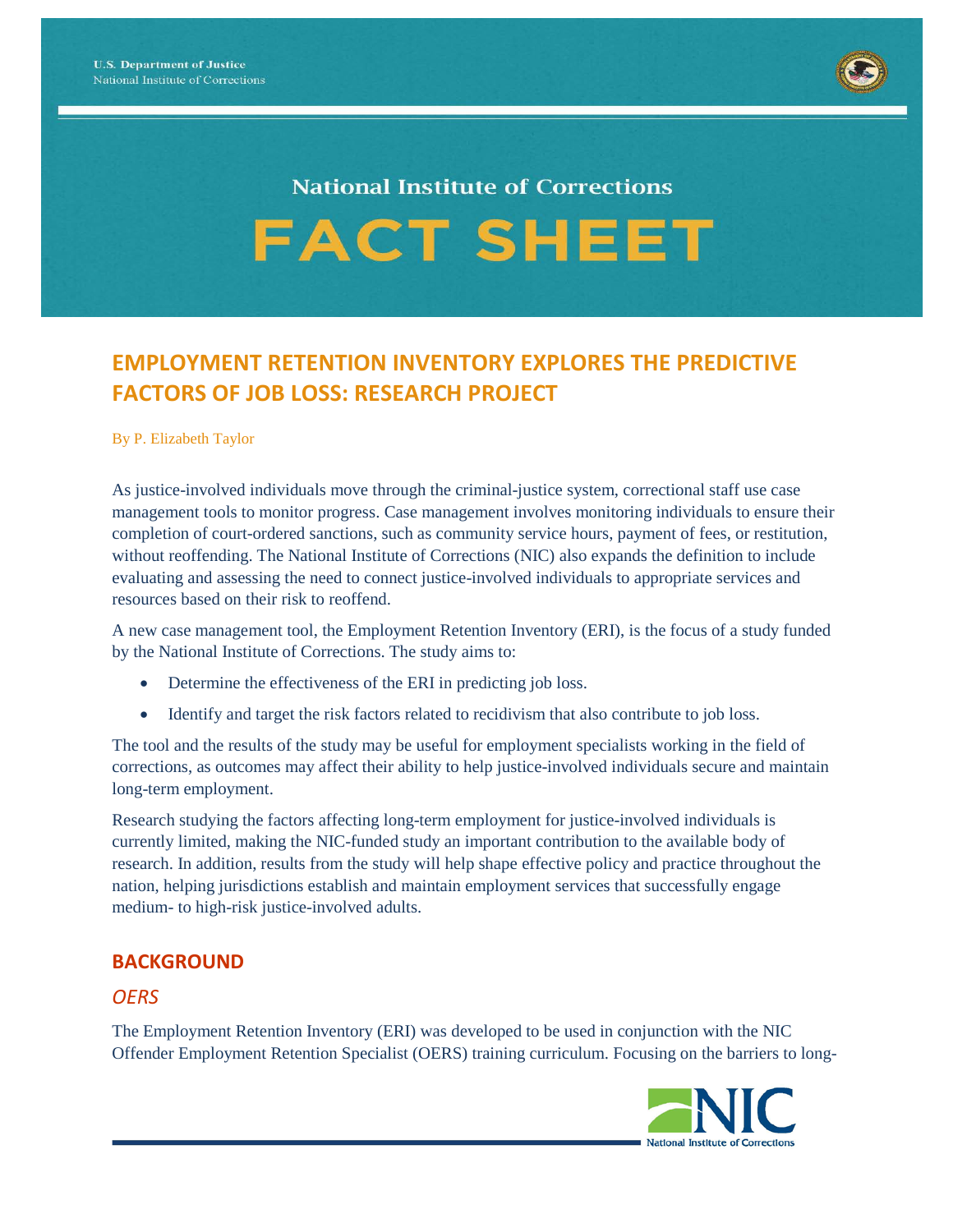U.S. Department of Justice
National Institute of Corrections

National Institute of Corrections

# FACT SHEET

## EMPLOYMENT RETENTION INVENTORY EXPLORES THE PREDICTIVE FACTORS OF JOB LOSS: RESEARCH PROJECT

By P. Elizabeth Taylor

As justice-involved individuals move through the criminal-justice system, correctional staff use case management tools to monitor progress. Case management involves monitoring individuals to ensure their completion of court-ordered sanctions, such as community service hours, payment of fees, or restitution, without reoffending. The National Institute of Corrections (NIC) also expands the definition to include evaluating and assessing the need to connect justice-involved individuals to appropriate services and resources based on their risk to reoffend.

A new case management tool, the Employment Retention Inventory (ERI), is the focus of a study funded by the National Institute of Corrections. The study aims to:

- Determine the effectiveness of the ERI in predicting job loss.
- Identify and target the risk factors related to recidivism that also contribute to job loss.

The tool and the results of the study may be useful for employment specialists working in the field of corrections, as outcomes may affect their ability to help justice-involved individuals secure and maintain long-term employment.

Research studying the factors affecting long-term employment for justice-involved individuals is currently limited, making the NIC-funded study an important contribution to the available body of research. In addition, results from the study will help shape effective policy and practice throughout the nation, helping jurisdictions establish and maintain employment services that successfully engage medium- to high-risk justice-involved adults.

## BACKGROUND

### *OERS*

The Employment Retention Inventory (ERI) was developed to be used in conjunction with the NIC Offender Employment Retention Specialist (OERS) training curriculum. Focusing on the barriers to long-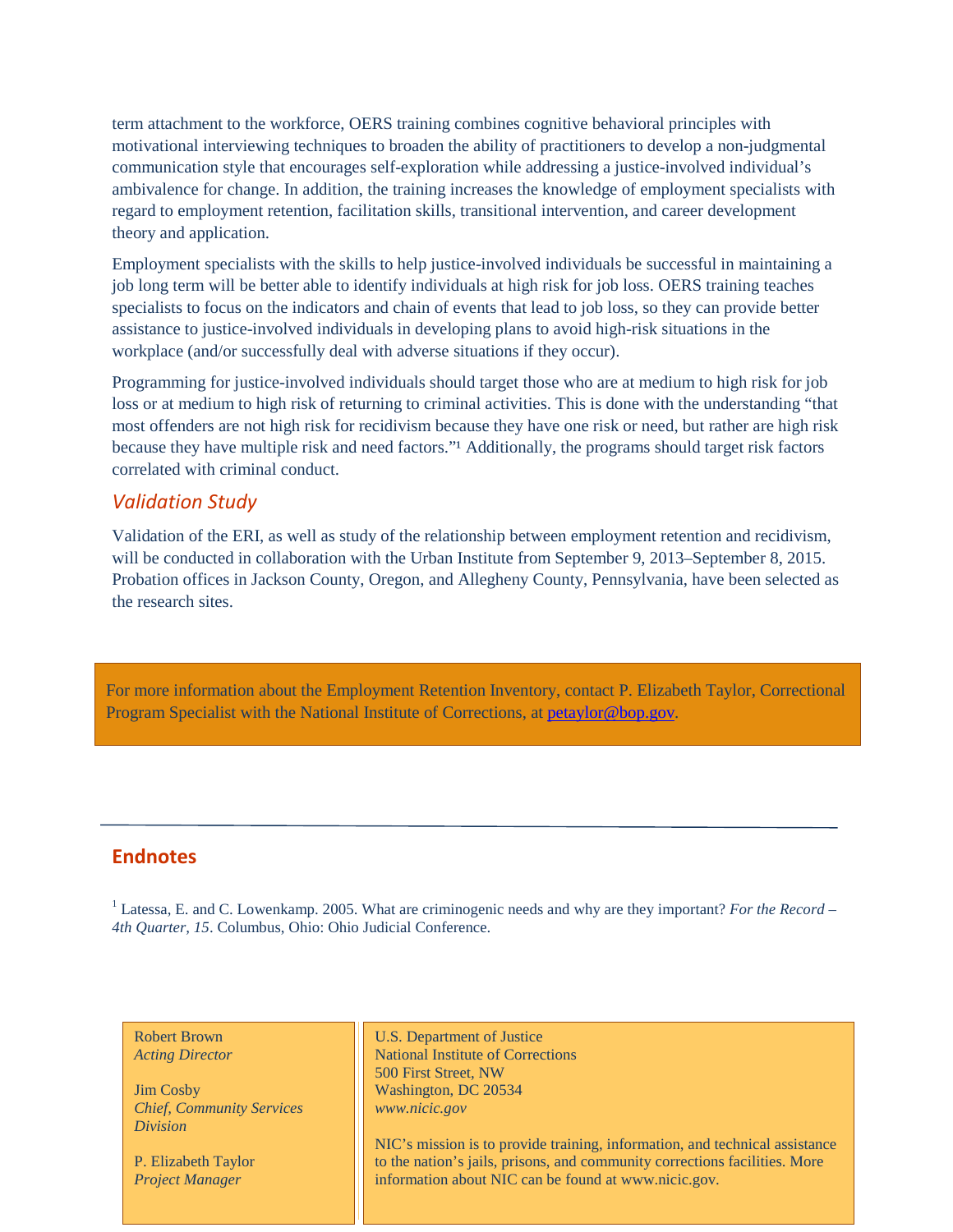term attachment to the workforce, OERS training combines cognitive behavioral principles with motivational interviewing techniques to broaden the ability of practitioners to develop a non-judgmental communication style that encourages self-exploration while addressing a justice-involved individual's ambivalence for change. In addition, the training increases the knowledge of employment specialists with regard to employment retention, facilitation skills, transitional intervention, and career development theory and application.

Employment specialists with the skills to help justice-involved individuals be successful in maintaining a job long term will be better able to identify individuals at high risk for job loss. OERS training teaches specialists to focus on the indicators and chain of events that lead to job loss, so they can provide better assistance to justice-involved individuals in developing plans to avoid high-risk situations in the workplace (and/or successfully deal with adverse situations if they occur).

Programming for justice-involved individuals should target those who are at medium to high risk for job loss or at medium to high risk of returning to criminal activities. This is done with the understanding "that most offenders are not high risk for recidivism because they have one risk or need, but rather are high risk because they have multiple risk and need factors."[1] Additionally, the programs should target risk factors correlated with criminal conduct.

## *Validation Study*

Validation of the ERI, as well as study of the relationship between employment retention and recidivism, will be conducted in collaboration with the Urban Institute from September 9, 2013–September 8, 2015. Probation offices in Jackson County, Oregon, and Allegheny County, Pennsylvania, have been selected as the research sites.

For more information about the Employment Retention Inventory, contact P. Elizabeth Taylor, Correctional Program Specialist with the National Institute of Corrections, at petaylor@bop.gov.

---

## Endnotes

[1] Latessa, E. and C. Lowenkamp. 2005. What are criminogenic needs and why are they important? *For the Record – 4th Quarter, 15*. Columbus, Ohio: Ohio Judicial Conference.

Robert Brown
*Acting Director*

Jim Cosby
*Chief, Community Services Division*

P. Elizabeth Taylor
*Project Manager*

U.S. Department of Justice
National Institute of Corrections
500 First Street, NW
Washington, DC 20534
*www.nicic.gov*

NIC's mission is to provide training, information, and technical assistance to the nation's jails, prisons, and community corrections facilities. More information about NIC can be found at www.nicic.gov.